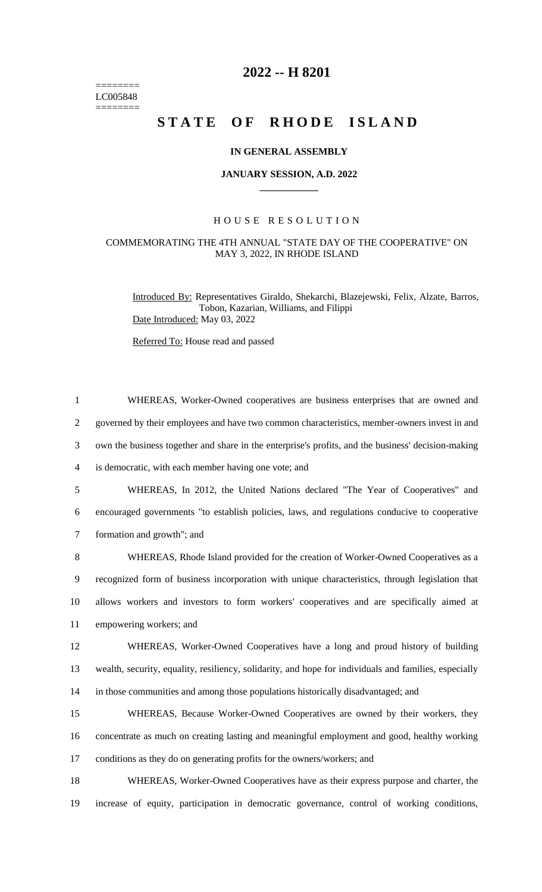========
LC005848
========

# 2022 -- H 8201

# STATE OF RHODE ISLAND

### IN GENERAL ASSEMBLY

### JANUARY SESSION, A.D. 2022

## HOUSE RESOLUTION

### COMMEMORATING THE 4TH ANNUAL "STATE DAY OF THE COOPERATIVE" ON MAY 3, 2022, IN RHODE ISLAND

Introduced By: Representatives Giraldo, Shekarchi, Blazejewski, Felix, Alzate, Barros, Tobon, Kazarian, Williams, and Filippi

Date Introduced: May 03, 2022

Referred To: House read and passed

1 WHEREAS, Worker-Owned cooperatives are business enterprises that are owned and
2 governed by their employees and have two common characteristics, member-owners invest in and
3 own the business together and share in the enterprise's profits, and the business' decision-making
4 is democratic, with each member having one vote; and

5 WHEREAS, In 2012, the United Nations declared "The Year of Cooperatives" and
6 encouraged governments "to establish policies, laws, and regulations conducive to cooperative
7 formation and growth"; and

8 WHEREAS, Rhode Island provided for the creation of Worker-Owned Cooperatives as a
9 recognized form of business incorporation with unique characteristics, through legislation that
10 allows workers and investors to form workers' cooperatives and are specifically aimed at
11 empowering workers; and

12 WHEREAS, Worker-Owned Cooperatives have a long and proud history of building
13 wealth, security, equality, resiliency, solidarity, and hope for individuals and families, especially
14 in those communities and among those populations historically disadvantaged; and

15 WHEREAS, Because Worker-Owned Cooperatives are owned by their workers, they
16 concentrate as much on creating lasting and meaningful employment and good, healthy working
17 conditions as they do on generating profits for the owners/workers; and

18 WHEREAS, Worker-Owned Cooperatives have as their express purpose and charter, the
19 increase of equity, participation in democratic governance, control of working conditions,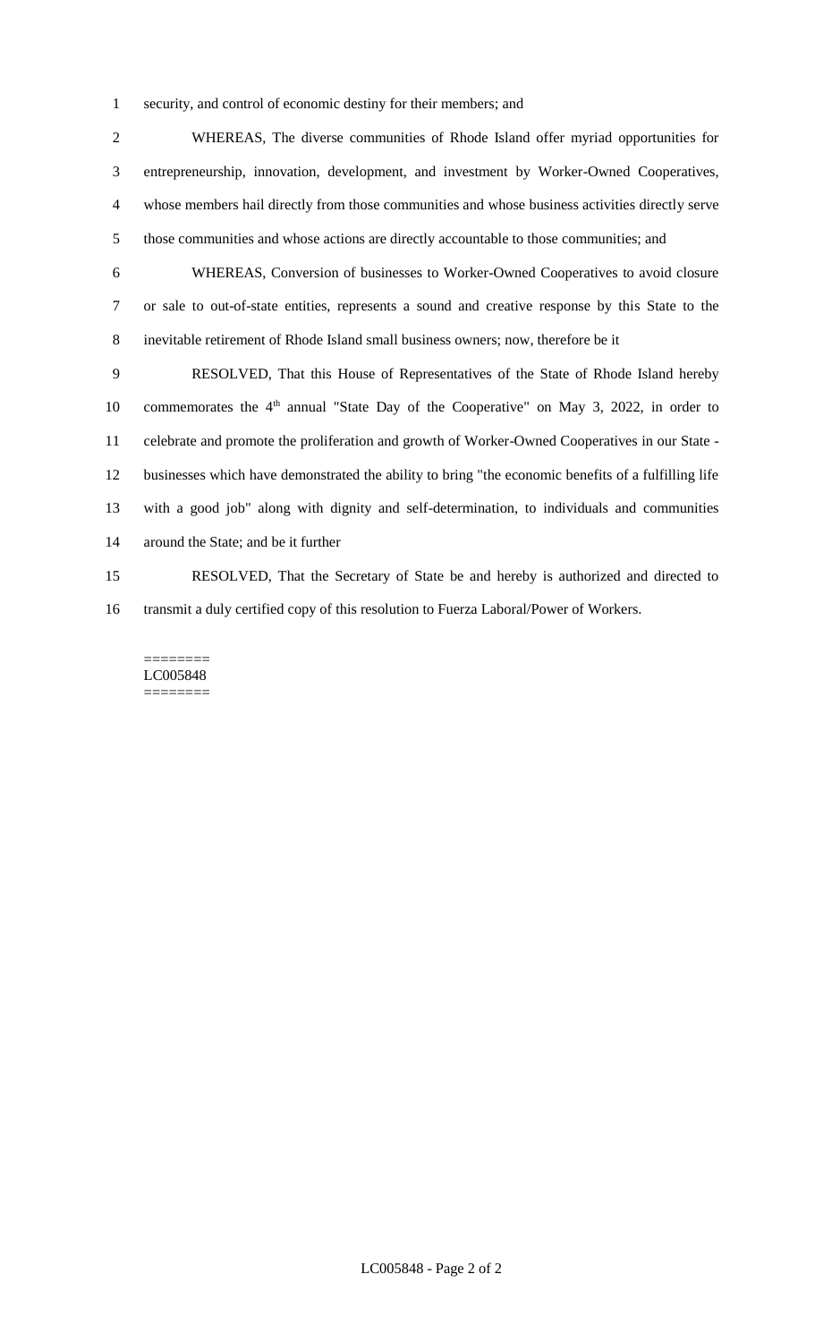security, and control of economic destiny for their members; and

WHEREAS, The diverse communities of Rhode Island offer myriad opportunities for entrepreneurship, innovation, development, and investment by Worker-Owned Cooperatives, whose members hail directly from those communities and whose business activities directly serve those communities and whose actions are directly accountable to those communities; and

WHEREAS, Conversion of businesses to Worker-Owned Cooperatives to avoid closure or sale to out-of-state entities, represents a sound and creative response by this State to the inevitable retirement of Rhode Island small business owners; now, therefore be it

RESOLVED, That this House of Representatives of the State of Rhode Island hereby commemorates the 4th annual "State Day of the Cooperative" on May 3, 2022, in order to celebrate and promote the proliferation and growth of Worker-Owned Cooperatives in our State - businesses which have demonstrated the ability to bring "the economic benefits of a fulfilling life with a good job" along with dignity and self-determination, to individuals and communities around the State; and be it further

RESOLVED, That the Secretary of State be and hereby is authorized and directed to transmit a duly certified copy of this resolution to Fuerza Laboral/Power of Workers.

========
LC005848
========